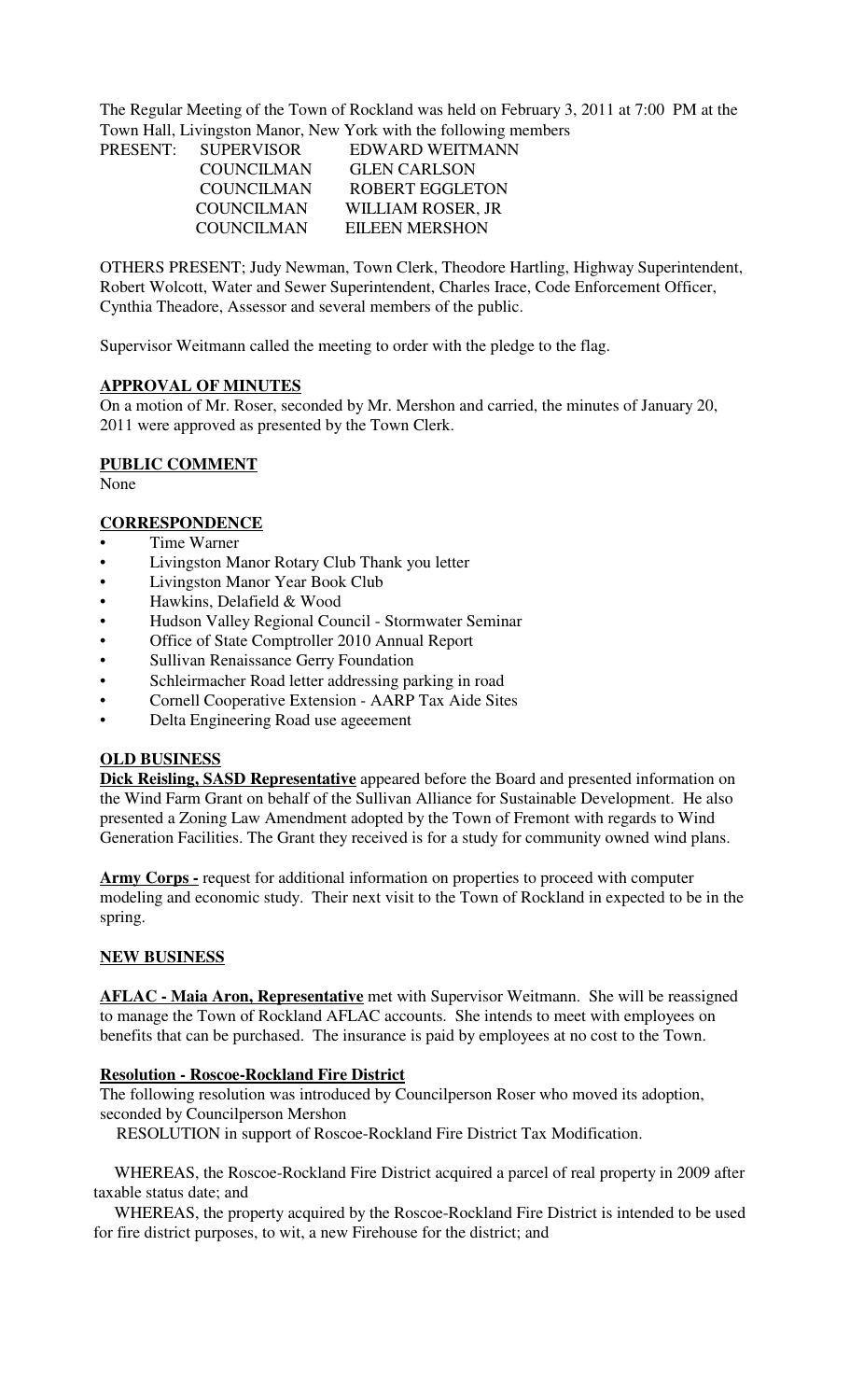The Regular Meeting of the Town of Rockland was held on February 3, 2011 at 7:00 PM at the Town Hall, Livingston Manor, New York with the following members

| PRESENT: | SUPERVISOR | EDWARD WEITMANN |
|---|---|---|
| | COUNCILMAN | GLEN CARLSON |
| | COUNCILMAN | ROBERT EGGLETON |
| | COUNCILMAN | WILLIAM ROSER, JR |
| | COUNCILMAN | EILEEN MERSHON |

OTHERS PRESENT; Judy Newman, Town Clerk, Theodore Hartling, Highway Superintendent, Robert Wolcott, Water and Sewer Superintendent, Charles Irace, Code Enforcement Officer, Cynthia Theadore, Assessor and several members of the public.

Supervisor Weitmann called the meeting to order with the pledge to the flag.

**APPROVAL OF MINUTES**

On a motion of Mr. Roser, seconded by Mr. Mershon and carried, the minutes of January 20, 2011 were approved as presented by the Town Clerk.

**PUBLIC COMMENT**

None

**CORRESPONDENCE**

- Time Warner
- Livingston Manor Rotary Club Thank you letter
- Livingston Manor Year Book Club
- Hawkins, Delafield & Wood
- Hudson Valley Regional Council - Stormwater Seminar
- Office of State Comptroller 2010 Annual Report
- Sullivan Renaissance Gerry Foundation
- Schleirmacher Road letter addressing parking in road
- Cornell Cooperative Extension - AARP Tax Aide Sites
- Delta Engineering Road use ageeement

**OLD BUSINESS**

**Dick Reisling, SASD Representative** appeared before the Board and presented information on the Wind Farm Grant on behalf of the Sullivan Alliance for Sustainable Development. He also presented a Zoning Law Amendment adopted by the Town of Fremont with regards to Wind Generation Facilities. The Grant they received is for a study for community owned wind plans.

**Army Corps -** request for additional information on properties to proceed with computer modeling and economic study. Their next visit to the Town of Rockland in expected to be in the spring.

**NEW BUSINESS**

**AFLAC - Maia Aron, Representative** met with Supervisor Weitmann. She will be reassigned to manage the Town of Rockland AFLAC accounts. She intends to meet with employees on benefits that can be purchased. The insurance is paid by employees at no cost to the Town.

**Resolution - Roscoe-Rockland Fire District**

The following resolution was introduced by Councilperson Roser who moved its adoption, seconded by Councilperson Mershon

RESOLUTION in support of Roscoe-Rockland Fire District Tax Modification.

WHEREAS, the Roscoe-Rockland Fire District acquired a parcel of real property in 2009 after taxable status date; and

WHEREAS, the property acquired by the Roscoe-Rockland Fire District is intended to be used for fire district purposes, to wit, a new Firehouse for the district; and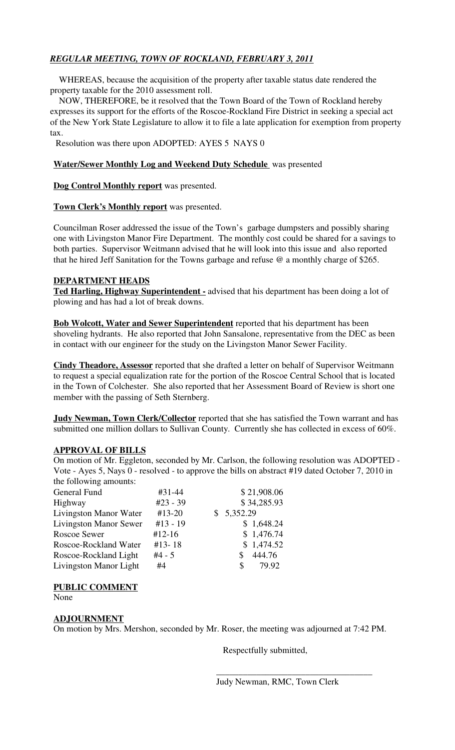***REGULAR MEETING, TOWN OF ROCKLAND, FEBRUARY 3, 2011***

WHEREAS, because the acquisition of the property after taxable status date rendered the property taxable for the 2010 assessment roll.

NOW, THEREFORE, be it resolved that the Town Board of the Town of Rockland hereby expresses its support for the efforts of the Roscoe-Rockland Fire District in seeking a special act of the New York State Legislature to allow it to file a late application for exemption from property tax.

Resolution was there upon ADOPTED: AYES 5 NAYS 0

**Water/Sewer Monthly Log and Weekend Duty Schedule** was presented

**Dog Control Monthly report** was presented.

**Town Clerk's Monthly report** was presented.

Councilman Roser addressed the issue of the Town's garbage dumpsters and possibly sharing one with Livingston Manor Fire Department. The monthly cost could be shared for a savings to both parties. Supervisor Weitmann advised that he will look into this issue and also reported that he hired Jeff Sanitation for the Towns garbage and refuse @ a monthly charge of $265.

## DEPARTMENT HEADS

**Ted Harling, Highway Superintendent -** advised that his department has been doing a lot of plowing and has had a lot of break downs.

**Bob Wolcott, Water and Sewer Superintendent** reported that his department has been shoveling hydrants. He also reported that John Sansalone, representative from the DEC as been in contact with our engineer for the study on the Livingston Manor Sewer Facility.

**Cindy Theadore, Assessor** reported that she drafted a letter on behalf of Supervisor Weitmann to request a special equalization rate for the portion of the Roscoe Central School that is located in the Town of Colchester. She also reported that her Assessment Board of Review is short one member with the passing of Seth Sternberg.

**Judy Newman, Town Clerk/Collector** reported that she has satisfied the Town warrant and has submitted one million dollars to Sullivan County. Currently she has collected in excess of 60%.

## APPROVAL OF BILLS

On motion of Mr. Eggleton, seconded by Mr. Carlson, the following resolution was ADOPTED - Vote - Ayes 5, Nays 0 - resolved - to approve the bills on abstract #19 dated October 7, 2010 in the following amounts:

| | | |
|---|---|---|
| General Fund | #31-44 | $ 21,908.06 |
| Highway | #23 - 39 | $ 34,285.93 |
| Livingston Manor Water | #13-20 | $ 5,352.29 |
| Livingston Manor Sewer | #13 - 19 | $ 1,648.24 |
| Roscoe Sewer | #12-16 | $ 1,476.74 |
| Roscoe-Rockland Water | #13- 18 | $ 1,474.52 |
| Roscoe-Rockland Light | #4 - 5 | $ 444.76 |
| Livingston Manor Light | #4 | $ 79.92 |

## PUBLIC COMMENT

None

## ADJOURNMENT

On motion by Mrs. Mershon, seconded by Mr. Roser, the meeting was adjourned at 7:42 PM.

Respectfully submitted,

\_\_\_\_\_\_\_\_\_\_\_\_\_\_\_\_\_\_\_\_\_\_\_\_\_\_\_\_\_\_\_\_\_\_\_\_

Judy Newman, RMC, Town Clerk